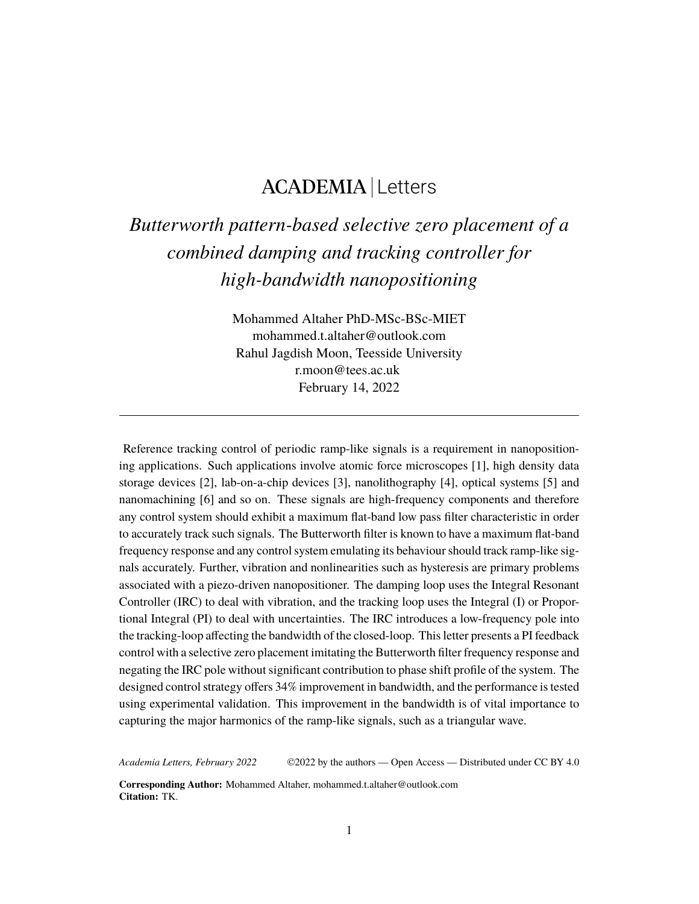ACADEMIA | Letters

# *Butterworth pattern-based selective zero placement of a combined damping and tracking controller for high-bandwidth nanopositioning*

Mohammed Altaher PhD-MSc-BSc-MIET
mohammed.t.altaher@outlook.com
Rahul Jagdish Moon, Teesside University
r.moon@tees.ac.uk
February 14, 2022

---

Reference tracking control of periodic ramp-like signals is a requirement in nanopositioning applications. Such applications involve atomic force microscopes [1], high density data storage devices [2], lab-on-a-chip devices [3], nanolithography [4], optical systems [5] and nanomachining [6] and so on. These signals are high-frequency components and therefore any control system should exhibit a maximum flat-band low pass filter characteristic in order to accurately track such signals. The Butterworth filter is known to have a maximum flat-band frequency response and any control system emulating its behaviour should track ramp-like signals accurately. Further, vibration and nonlinearities such as hysteresis are primary problems associated with a piezo-driven nanopositioner. The damping loop uses the Integral Resonant Controller (IRC) to deal with vibration, and the tracking loop uses the Integral (I) or Proportional Integral (PI) to deal with uncertainties. The IRC introduces a low-frequency pole into the tracking-loop affecting the bandwidth of the closed-loop. This letter presents a PI feedback control with a selective zero placement imitating the Butterworth filter frequency response and negating the IRC pole without significant contribution to phase shift profile of the system. The designed control strategy offers 34% improvement in bandwidth, and the performance is tested using experimental validation. This improvement in the bandwidth is of vital importance to capturing the major harmonics of the ramp-like signals, such as a triangular wave.

*Academia Letters, February 2022* ©2022 by the authors — Open Access — Distributed under CC BY 4.0

**Corresponding Author:** Mohammed Altaher, mohammed.t.altaher@outlook.com
**Citation:** TK.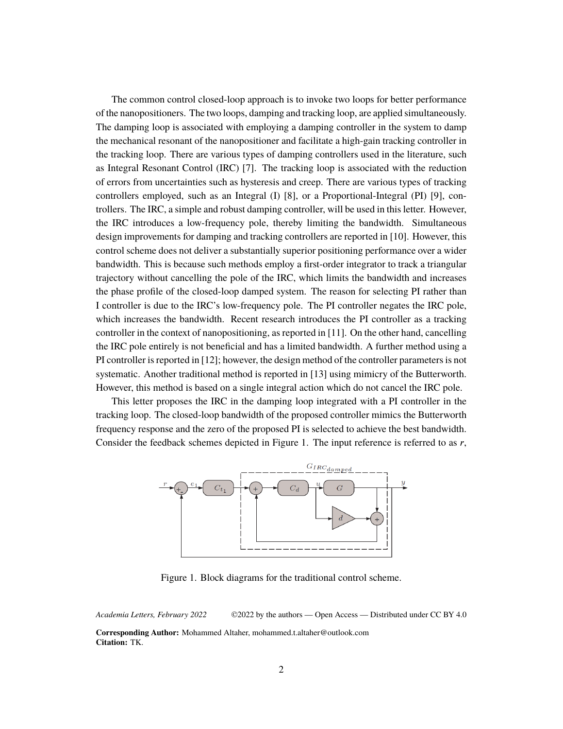The common control closed-loop approach is to invoke two loops for better performance of the nanopositioners. The two loops, damping and tracking loop, are applied simultaneously. The damping loop is associated with employing a damping controller in the system to damp the mechanical resonant of the nanopositioner and facilitate a high-gain tracking controller in the tracking loop. There are various types of damping controllers used in the literature, such as Integral Resonant Control (IRC) [7]. The tracking loop is associated with the reduction of errors from uncertainties such as hysteresis and creep. There are various types of tracking controllers employed, such as an Integral (I) [8], or a Proportional-Integral (PI) [9], controllers. The IRC, a simple and robust damping controller, will be used in this letter. However, the IRC introduces a low-frequency pole, thereby limiting the bandwidth. Simultaneous design improvements for damping and tracking controllers are reported in [10]. However, this control scheme does not deliver a substantially superior positioning performance over a wider bandwidth. This is because such methods employ a first-order integrator to track a triangular trajectory without cancelling the pole of the IRC, which limits the bandwidth and increases the phase profile of the closed-loop damped system. The reason for selecting PI rather than I controller is due to the IRC's low-frequency pole. The PI controller negates the IRC pole, which increases the bandwidth. Recent research introduces the PI controller as a tracking controller in the context of nanopositioning, as reported in [11]. On the other hand, cancelling the IRC pole entirely is not beneficial and has a limited bandwidth. A further method using a PI controller is reported in [12]; however, the design method of the controller parameters is not systematic. Another traditional method is reported in [13] using mimicry of the Butterworth. However, this method is based on a single integral action which do not cancel the IRC pole.

This letter proposes the IRC in the damping loop integrated with a PI controller in the tracking loop. The closed-loop bandwidth of the proposed controller mimics the Butterworth frequency response and the zero of the proposed PI is selected to achieve the best bandwidth. Consider the feedback schemes depicted in Figure 1. The input reference is referred to as $r$,

Figure 1. Block diagrams for the traditional control scheme.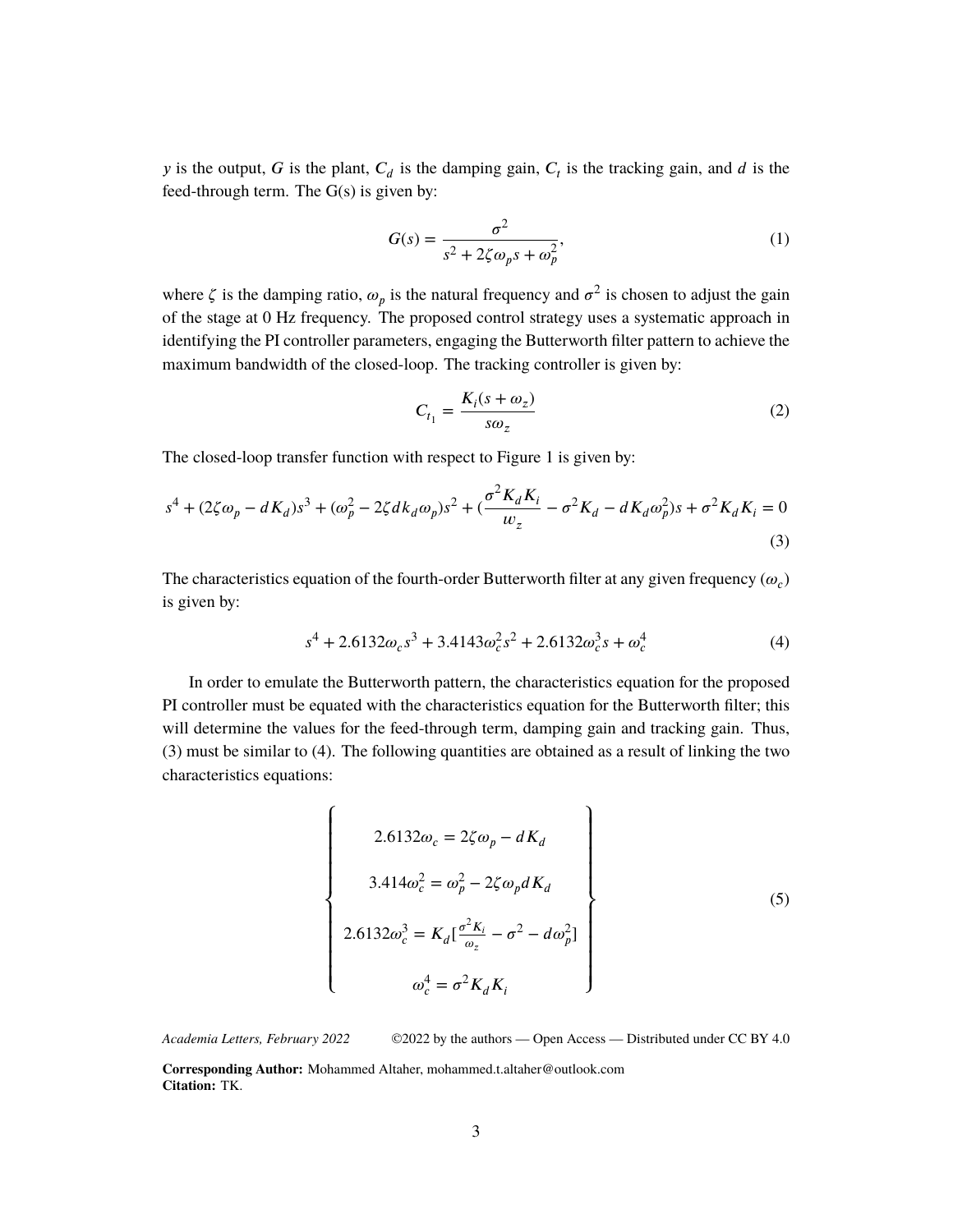$y$ is the output, $G$ is the plant, $C_d$ is the damping gain, $C_t$ is the tracking gain, and $d$ is the feed-through term. The G(s) is given by:

$$G(s) = \frac{\sigma^2}{s^2 + 2\zeta\omega_p s + \omega_p^2}, \tag{1}$$

where $\zeta$ is the damping ratio, $\omega_p$ is the natural frequency and $\sigma^2$ is chosen to adjust the gain of the stage at 0 Hz frequency. The proposed control strategy uses a systematic approach in identifying the PI controller parameters, engaging the Butterworth filter pattern to achieve the maximum bandwidth of the closed-loop. The tracking controller is given by:

$$C_{t_1} = \frac{K_i(s + \omega_z)}{s\omega_z} \tag{2}$$

The closed-loop transfer function with respect to Figure 1 is given by:

$$s^4 + (2\zeta\omega_p - dK_d)s^3 + (\omega_p^2 - 2\zeta dk_d\omega_p)s^2 + (\frac{\sigma^2 K_d K_i}{w_z} - \sigma^2 K_d - dK_d\omega_p^2)s + \sigma^2 K_d K_i = 0 \tag{3}$$

The characteristics equation of the fourth-order Butterworth filter at any given frequency ($\omega_c$) is given by:

$$s^4 + 2.6132\omega_c s^3 + 3.4143\omega_c^2 s^2 + 2.6132\omega_c^3 s + \omega_c^4 \tag{4}$$

In order to emulate the Butterworth pattern, the characteristics equation for the proposed PI controller must be equated with the characteristics equation for the Butterworth filter; this will determine the values for the feed-through term, damping gain and tracking gain. Thus, (3) must be similar to (4). The following quantities are obtained as a result of linking the two characteristics equations:

$$\left\{ \begin{array}{c} 2.6132\omega_c = 2\zeta\omega_p - dK_d \\ \\ 3.414\omega_c^2 = \omega_p^2 - 2\zeta\omega_p dK_d \\ \\ 2.6132\omega_c^3 = K_d[\frac{\sigma^2 K_i}{\omega_z} - \sigma^2 - d\omega_p^2] \\ \\ \omega_c^4 = \sigma^2 K_d K_i \end{array} \right\} \tag{5}$$

*Academia Letters, February 2022* ©2022 by the authors — Open Access — Distributed under CC BY 4.0

**Corresponding Author:** Mohammed Altaher, mohammed.t.altaher@outlook.com
**Citation:** TK.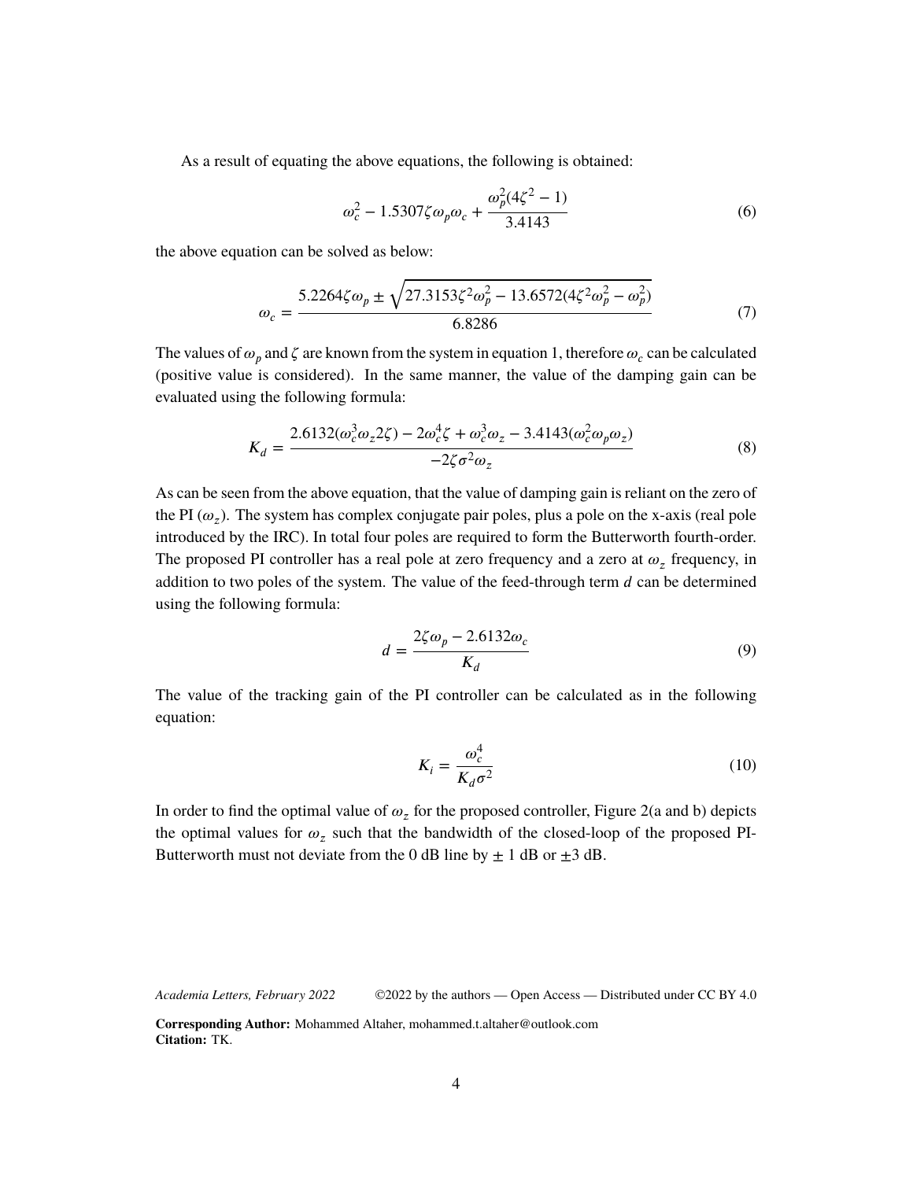As a result of equating the above equations, the following is obtained:

$$\omega_c^2 - 1.5307\zeta\omega_p\omega_c + \frac{\omega_p^2(4\zeta^2 - 1)}{3.4143} \tag{6}$$

the above equation can be solved as below:

$$\omega_c = \frac{5.2264\zeta\omega_p \pm \sqrt{27.3153\zeta^2\omega_p^2 - 13.6572(4\zeta^2\omega_p^2 - \omega_p^2)}}{6.8286} \tag{7}$$

The values of $\omega_p$ and $\zeta$ are known from the system in equation 1, therefore $\omega_c$ can be calculated (positive value is considered). In the same manner, the value of the damping gain can be evaluated using the following formula:

$$K_d = \frac{2.6132(\omega_c^3\omega_z 2\zeta) - 2\omega_c^4\zeta + \omega_c^3\omega_z - 3.4143(\omega_c^2\omega_p\omega_z)}{-2\zeta\sigma^2\omega_z} \tag{8}$$

As can be seen from the above equation, that the value of damping gain is reliant on the zero of the PI ($\omega_z$). The system has complex conjugate pair poles, plus a pole on the x-axis (real pole introduced by the IRC). In total four poles are required to form the Butterworth fourth-order. The proposed PI controller has a real pole at zero frequency and a zero at $\omega_z$ frequency, in addition to two poles of the system. The value of the feed-through term $d$ can be determined using the following formula:

$$d = \frac{2\zeta\omega_p - 2.6132\omega_c}{K_d} \tag{9}$$

The value of the tracking gain of the PI controller can be calculated as in the following equation:

$$K_i = \frac{\omega_c^4}{K_d\sigma^2} \tag{10}$$

In order to find the optimal value of $\omega_z$ for the proposed controller, Figure 2(a and b) depicts the optimal values for $\omega_z$ such that the bandwidth of the closed-loop of the proposed PI-Butterworth must not deviate from the 0 dB line by $\pm$ 1 dB or $\pm$3 dB.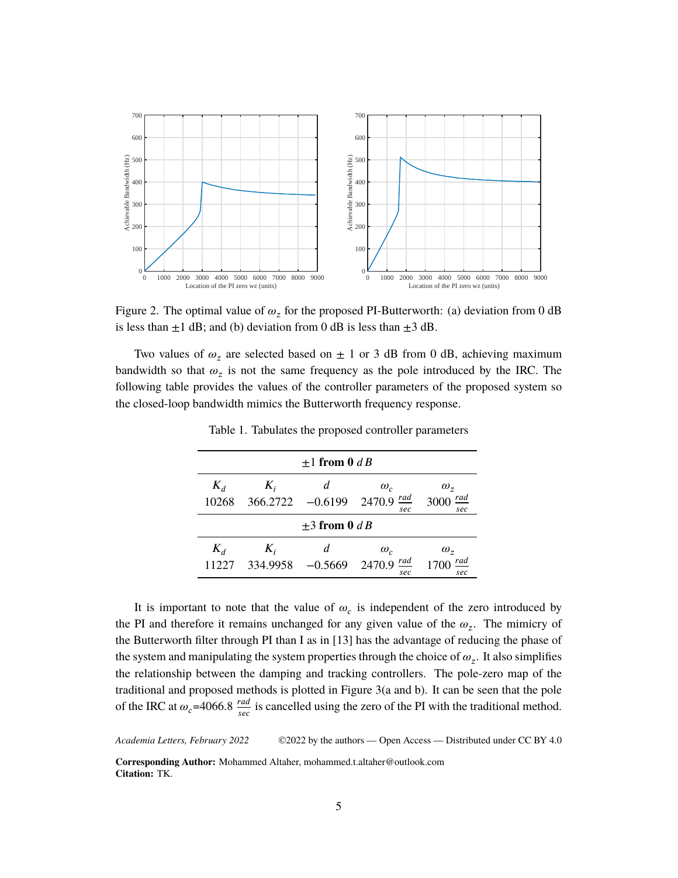Figure 2. The optimal value of $\omega_z$ for the proposed PI-Butterworth: (a) deviation from 0 dB is less than $\pm 1$ dB; and (b) deviation from 0 dB is less than $\pm 3$ dB.

Two values of $\omega_z$ are selected based on $\pm$ 1 or 3 dB from 0 dB, achieving maximum bandwidth so that $\omega_z$ is not the same frequency as the pole introduced by the IRC. The following table provides the values of the controller parameters of the proposed system so the closed-loop bandwidth mimics the Butterworth frequency response.

Table 1. Tabulates the proposed controller parameters

| $\pm 1$ **from 0** $dB$ | | | | |
|---|---|---|---|---|
| $K_d$ | $K_i$ | $d$ | $\omega_c$ | $\omega_z$ |
| 10268 | 366.2722 | −0.6199 | 2470.9 $\frac{rad}{sec}$ | 3000 $\frac{rad}{sec}$ |
| $\pm 3$ **from 0** $dB$ | | | | |
| $K_d$ | $K_i$ | $d$ | $\omega_c$ | $\omega_z$ |
| 11227 | 334.9958 | −0.5669 | 2470.9 $\frac{rad}{sec}$ | 1700 $\frac{rad}{sec}$ |

It is important to note that the value of $\omega_c$ is independent of the zero introduced by the PI and therefore it remains unchanged for any given value of the $\omega_z$. The mimicry of the Butterworth filter through PI than I as in [13] has the advantage of reducing the phase of the system and manipulating the system properties through the choice of $\omega_z$. It also simplifies the relationship between the damping and tracking controllers. The pole-zero map of the traditional and proposed methods is plotted in Figure 3(a and b). It can be seen that the pole of the IRC at $\omega_c$=4066.8 $\frac{rad}{sec}$ is cancelled using the zero of the PI with the traditional method.

*Academia Letters, February 2022* ©2022 by the authors — Open Access — Distributed under CC BY 4.0

**Corresponding Author:** Mohammed Altaher, mohammed.t.altaher@outlook.com
**Citation:** TK.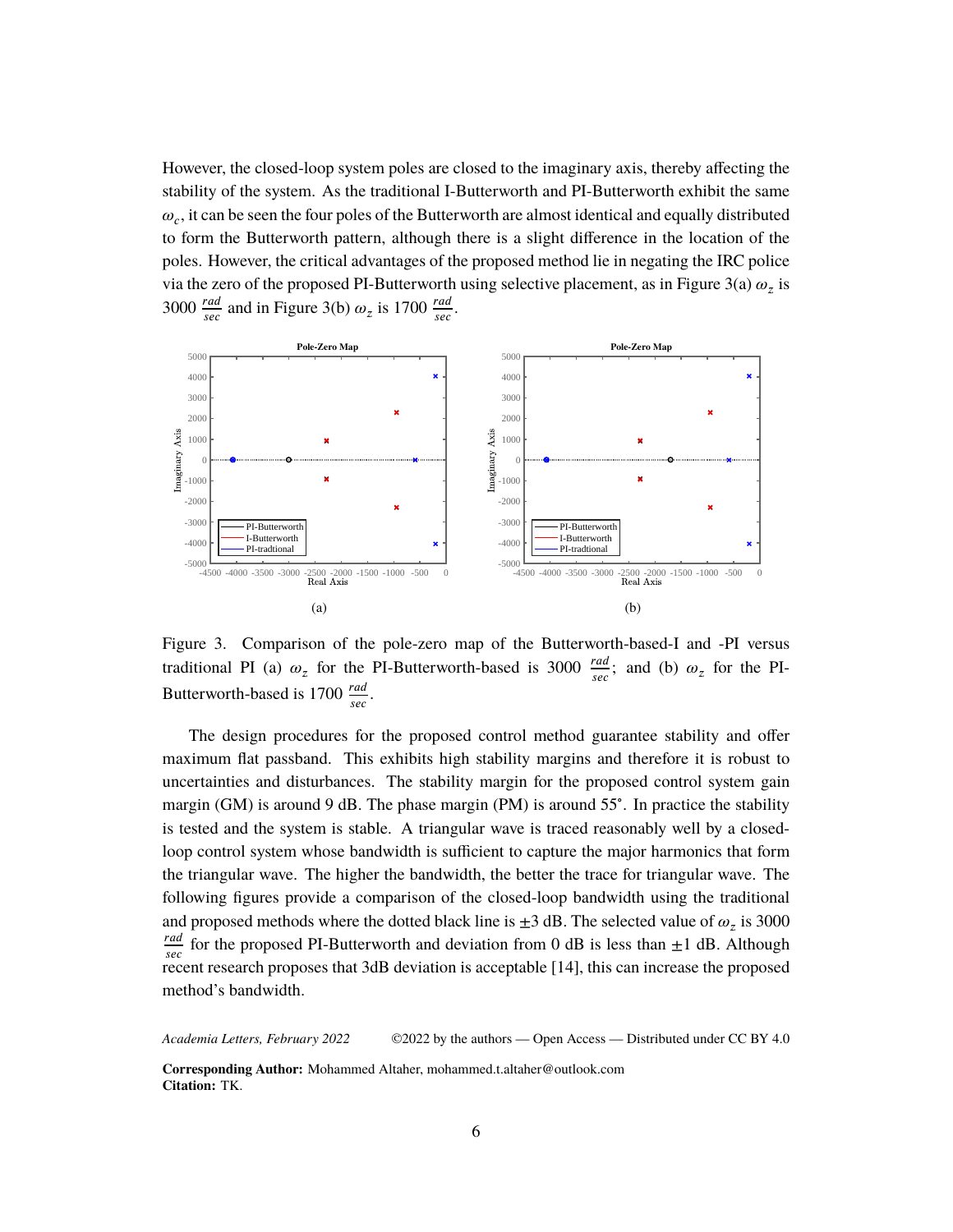However, the closed-loop system poles are closed to the imaginary axis, thereby affecting the stability of the system. As the traditional I-Butterworth and PI-Butterworth exhibit the same $\omega_c$, it can be seen the four poles of the Butterworth are almost identical and equally distributed to form the Butterworth pattern, although there is a slight difference in the location of the poles. However, the critical advantages of the proposed method lie in negating the IRC police via the zero of the proposed PI-Butterworth using selective placement, as in Figure 3(a) $\omega_z$ is 3000 $\frac{rad}{sec}$ and in Figure 3(b) $\omega_z$ is 1700 $\frac{rad}{sec}$.

Figure 3. Comparison of the pole-zero map of the Butterworth-based-I and -PI versus traditional PI (a) $\omega_z$ for the PI-Butterworth-based is 3000 $\frac{rad}{sec}$; and (b) $\omega_z$ for the PI-Butterworth-based is 1700 $\frac{rad}{sec}$.

The design procedures for the proposed control method guarantee stability and offer maximum flat passband. This exhibits high stability margins and therefore it is robust to uncertainties and disturbances. The stability margin for the proposed control system gain margin (GM) is around 9 dB. The phase margin (PM) is around 55°. In practice the stability is tested and the system is stable. A triangular wave is traced reasonably well by a closed-loop control system whose bandwidth is sufficient to capture the major harmonics that form the triangular wave. The higher the bandwidth, the better the trace for triangular wave. The following figures provide a comparison of the closed-loop bandwidth using the traditional and proposed methods where the dotted black line is $\pm 3$ dB. The selected value of $\omega_z$ is 3000 $\frac{rad}{sec}$ for the proposed PI-Butterworth and deviation from 0 dB is less than $\pm 1$ dB. Although recent research proposes that 3dB deviation is acceptable [14], this can increase the proposed method's bandwidth.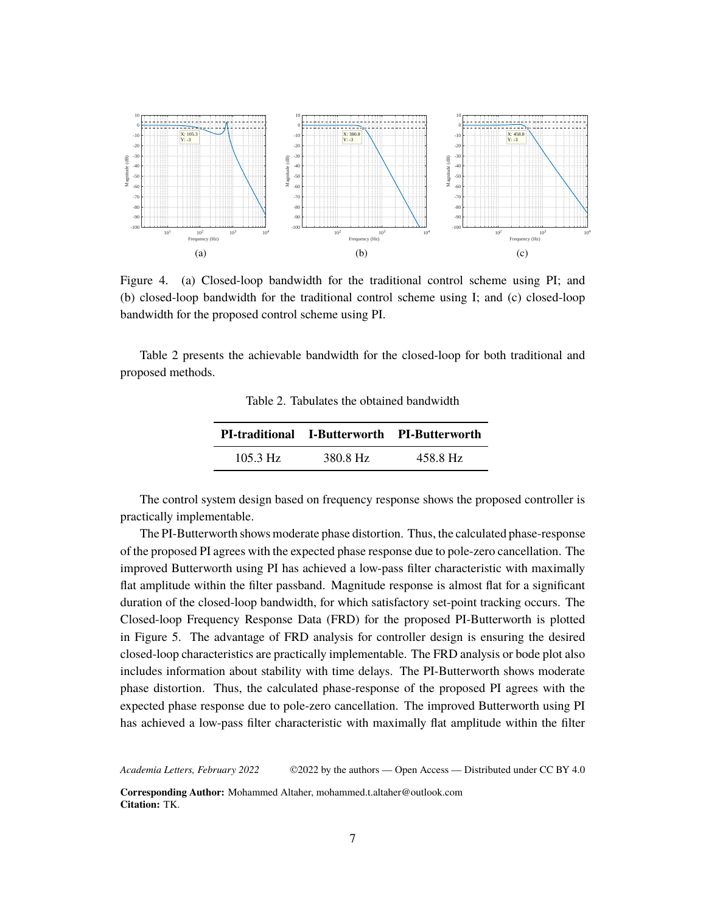Figure 4. (a) Closed-loop bandwidth for the traditional control scheme using PI; and (b) closed-loop bandwidth for the traditional control scheme using I; and (c) closed-loop bandwidth for the proposed control scheme using PI.

Table 2 presents the achievable bandwidth for the closed-loop for both traditional and proposed methods.

Table 2. Tabulates the obtained bandwidth

| PI-traditional | I-Butterworth | PI-Butterworth |
|---|---|---|
| 105.3 Hz | 380.8 Hz | 458.8 Hz |

The control system design based on frequency response shows the proposed controller is practically implementable.

The PI-Butterworth shows moderate phase distortion. Thus, the calculated phase-response of the proposed PI agrees with the expected phase response due to pole-zero cancellation. The improved Butterworth using PI has achieved a low-pass filter characteristic with maximally flat amplitude within the filter passband. Magnitude response is almost flat for a significant duration of the closed-loop bandwidth, for which satisfactory set-point tracking occurs. The Closed-loop Frequency Response Data (FRD) for the proposed PI-Butterworth is plotted in Figure 5. The advantage of FRD analysis for controller design is ensuring the desired closed-loop characteristics are practically implementable. The FRD analysis or bode plot also includes information about stability with time delays. The PI-Butterworth shows moderate phase distortion. Thus, the calculated phase-response of the proposed PI agrees with the expected phase response due to pole-zero cancellation. The improved Butterworth using PI has achieved a low-pass filter characteristic with maximally flat amplitude within the filter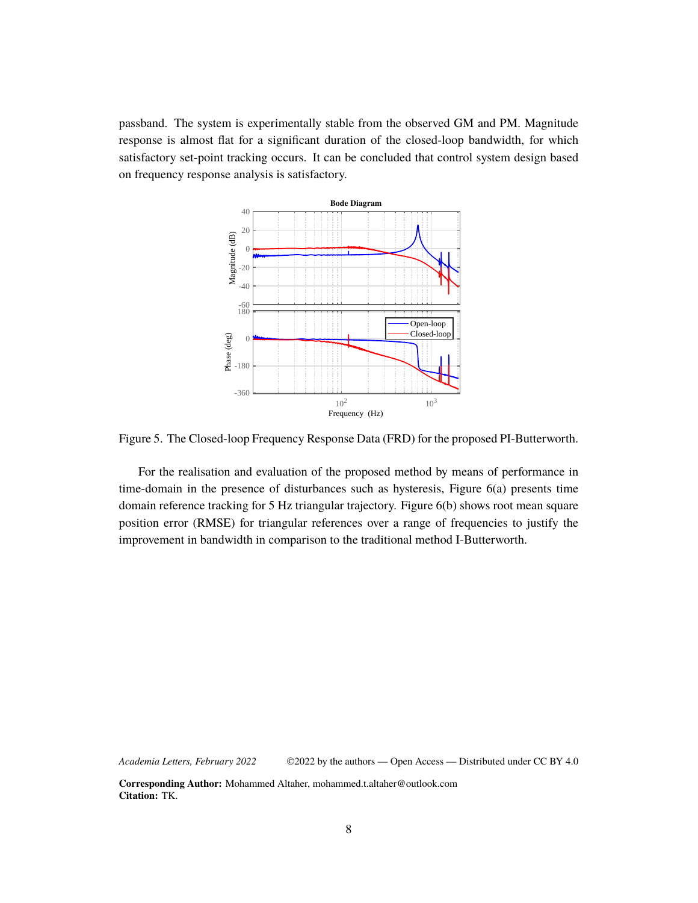passband. The system is experimentally stable from the observed GM and PM. Magnitude response is almost flat for a significant duration of the closed-loop bandwidth, for which satisfactory set-point tracking occurs. It can be concluded that control system design based on frequency response analysis is satisfactory.

Figure 5. The Closed-loop Frequency Response Data (FRD) for the proposed PI-Butterworth.

For the realisation and evaluation of the proposed method by means of performance in time-domain in the presence of disturbances such as hysteresis, Figure 6(a) presents time domain reference tracking for 5 Hz triangular trajectory. Figure 6(b) shows root mean square position error (RMSE) for triangular references over a range of frequencies to justify the improvement in bandwidth in comparison to the traditional method I-Butterworth.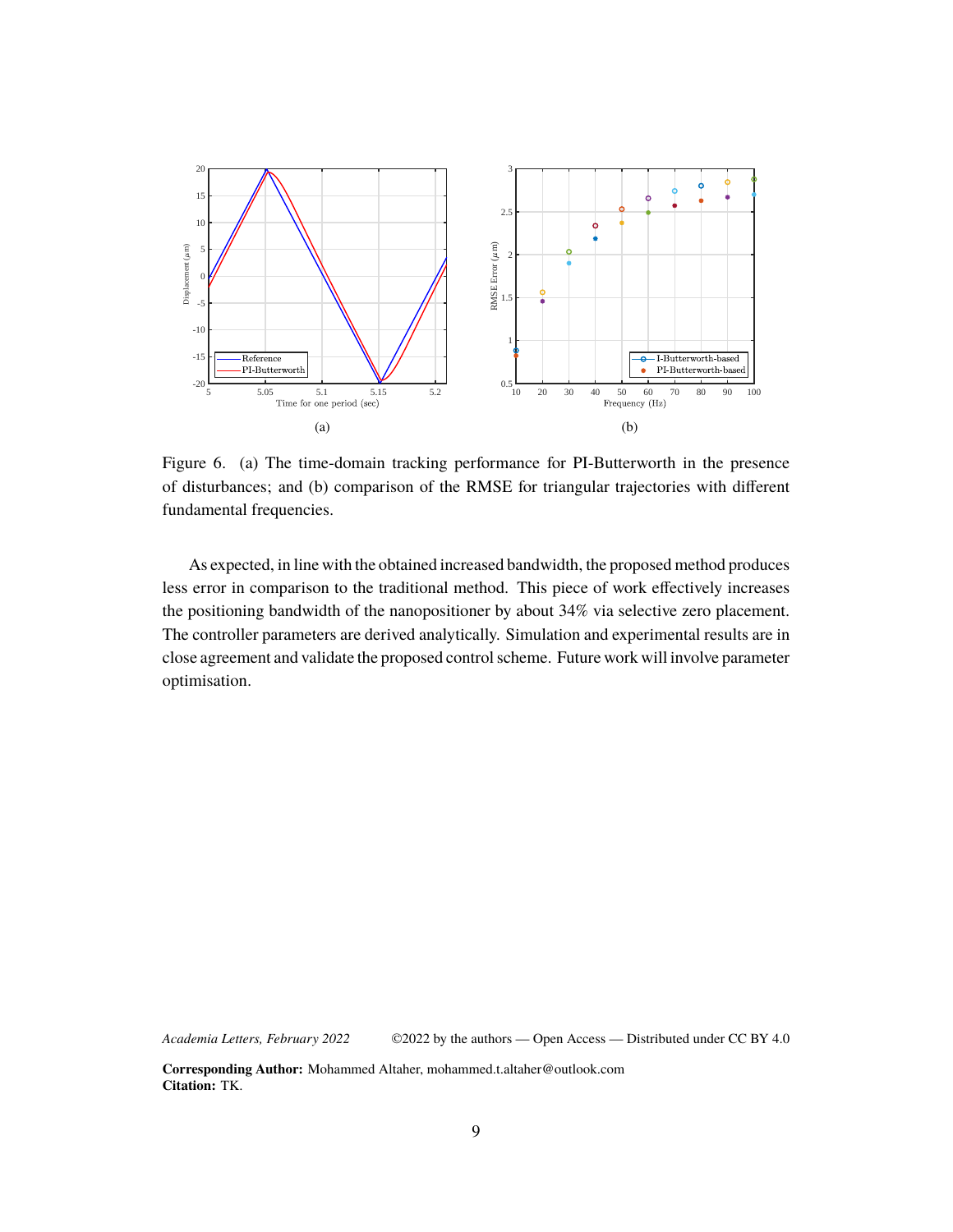Figure 6. (a) The time-domain tracking performance for PI-Butterworth in the presence of disturbances; and (b) comparison of the RMSE for triangular trajectories with different fundamental frequencies.

As expected, in line with the obtained increased bandwidth, the proposed method produces less error in comparison to the traditional method. This piece of work effectively increases the positioning bandwidth of the nanopositioner by about 34% via selective zero placement. The controller parameters are derived analytically. Simulation and experimental results are in close agreement and validate the proposed control scheme. Future work will involve parameter optimisation.

*Academia Letters, February 2022* ©2022 by the authors — Open Access — Distributed under CC BY 4.0

**Corresponding Author:** Mohammed Altaher, mohammed.t.altaher@outlook.com
**Citation:** TK.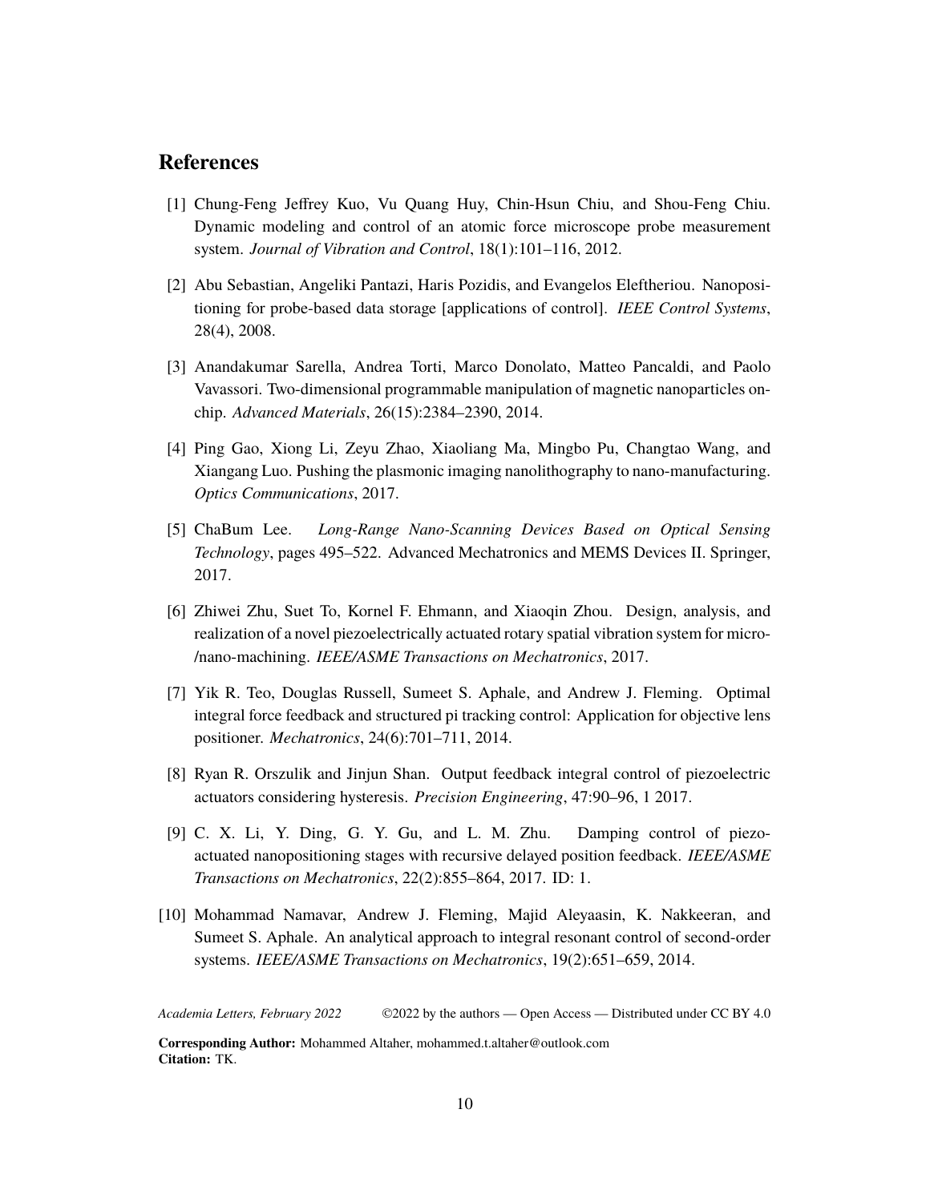## References

[1] Chung-Feng Jeffrey Kuo, Vu Quang Huy, Chin-Hsun Chiu, and Shou-Feng Chiu. Dynamic modeling and control of an atomic force microscope probe measurement system. *Journal of Vibration and Control*, 18(1):101–116, 2012.

[2] Abu Sebastian, Angeliki Pantazi, Haris Pozidis, and Evangelos Eleftheriou. Nanopositioning for probe-based data storage [applications of control]. *IEEE Control Systems*, 28(4), 2008.

[3] Anandakumar Sarella, Andrea Torti, Marco Donolato, Matteo Pancaldi, and Paolo Vavassori. Two-dimensional programmable manipulation of magnetic nanoparticles on-chip. *Advanced Materials*, 26(15):2384–2390, 2014.

[4] Ping Gao, Xiong Li, Zeyu Zhao, Xiaoliang Ma, Mingbo Pu, Changtao Wang, and Xiangang Luo. Pushing the plasmonic imaging nanolithography to nano-manufacturing. *Optics Communications*, 2017.

[5] ChaBum Lee. *Long-Range Nano-Scanning Devices Based on Optical Sensing Technology*, pages 495–522. Advanced Mechatronics and MEMS Devices II. Springer, 2017.

[6] Zhiwei Zhu, Suet To, Kornel F. Ehmann, and Xiaoqin Zhou. Design, analysis, and realization of a novel piezoelectrically actuated rotary spatial vibration system for micro-/nano-machining. *IEEE/ASME Transactions on Mechatronics*, 2017.

[7] Yik R. Teo, Douglas Russell, Sumeet S. Aphale, and Andrew J. Fleming. Optimal integral force feedback and structured pi tracking control: Application for objective lens positioner. *Mechatronics*, 24(6):701–711, 2014.

[8] Ryan R. Orszulik and Jinjun Shan. Output feedback integral control of piezoelectric actuators considering hysteresis. *Precision Engineering*, 47:90–96, 1 2017.

[9] C. X. Li, Y. Ding, G. Y. Gu, and L. M. Zhu. Damping control of piezo-actuated nanopositioning stages with recursive delayed position feedback. *IEEE/ASME Transactions on Mechatronics*, 22(2):855–864, 2017. ID: 1.

[10] Mohammad Namavar, Andrew J. Fleming, Majid Aleyaasin, K. Nakkeeran, and Sumeet S. Aphale. An analytical approach to integral resonant control of second-order systems. *IEEE/ASME Transactions on Mechatronics*, 19(2):651–659, 2014.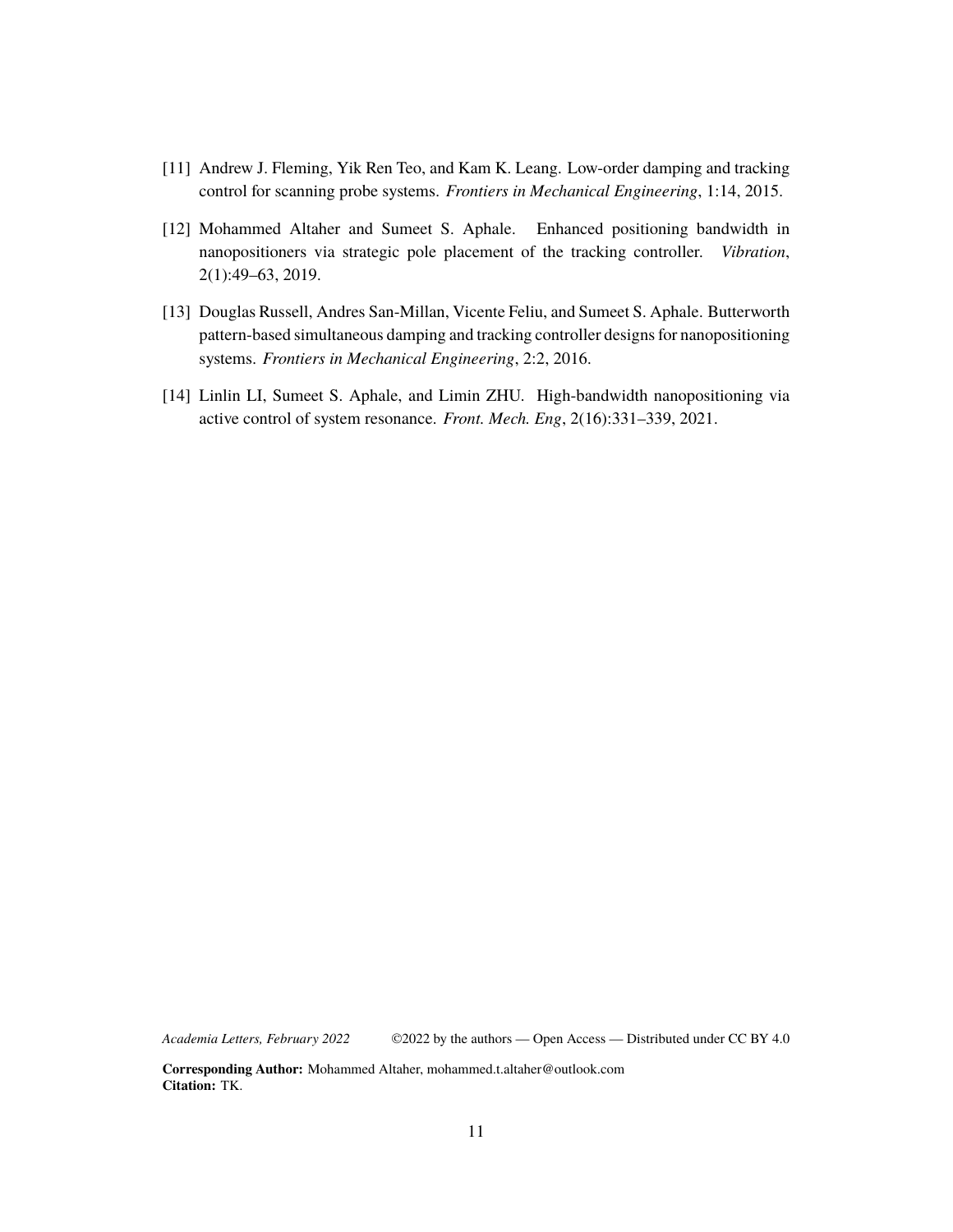[11] Andrew J. Fleming, Yik Ren Teo, and Kam K. Leang. Low-order damping and tracking control for scanning probe systems. *Frontiers in Mechanical Engineering*, 1:14, 2015.

[12] Mohammed Altaher and Sumeet S. Aphale. Enhanced positioning bandwidth in nanopositioners via strategic pole placement of the tracking controller. *Vibration*, 2(1):49–63, 2019.

[13] Douglas Russell, Andres San-Millan, Vicente Feliu, and Sumeet S. Aphale. Butterworth pattern-based simultaneous damping and tracking controller designs for nanopositioning systems. *Frontiers in Mechanical Engineering*, 2:2, 2016.

[14] Linlin LI, Sumeet S. Aphale, and Limin ZHU. High-bandwidth nanopositioning via active control of system resonance. *Front. Mech. Eng*, 2(16):331–339, 2021.

*Academia Letters, February 2022* ©2022 by the authors — Open Access — Distributed under CC BY 4.0

**Corresponding Author:** Mohammed Altaher, mohammed.t.altaher@outlook.com
**Citation:** TK.